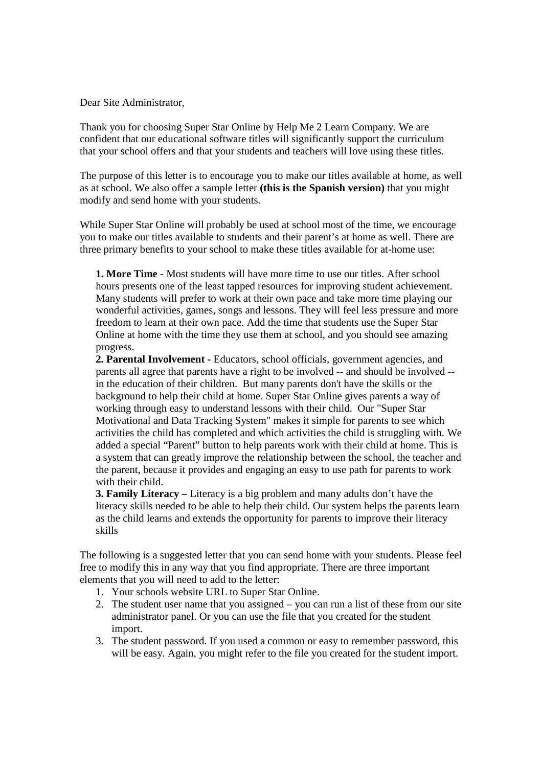Dear Site Administrator,

Thank you for choosing Super Star Online by Help Me 2 Learn Company. We are confident that our educational software titles will significantly support the curriculum that your school offers and that your students and teachers will love using these titles.

The purpose of this letter is to encourage you to make our titles available at home, as well as at school. We also offer a sample letter **(this is the Spanish version)** that you might modify and send home with your students.

While Super Star Online will probably be used at school most of the time, we encourage you to make our titles available to students and their parent's at home as well. There are three primary benefits to your school to make these titles available for at-home use:

**1. More Time -** Most students will have more time to use our titles. After school hours presents one of the least tapped resources for improving student achievement. Many students will prefer to work at their own pace and take more time playing our wonderful activities, games, songs and lessons. They will feel less pressure and more freedom to learn at their own pace. Add the time that students use the Super Star Online at home with the time they use them at school, and you should see amazing progress.

**2. Parental Involvement** - Educators, school officials, government agencies, and parents all agree that parents have a right to be involved -- and should be involved -- in the education of their children. But many parents don't have the skills or the background to help their child at home. Super Star Online gives parents a way of working through easy to understand lessons with their child. Our "Super Star Motivational and Data Tracking System" makes it simple for parents to see which activities the child has completed and which activities the child is struggling with. We added a special "Parent" button to help parents work with their child at home. This is a system that can greatly improve the relationship between the school, the teacher and the parent, because it provides and engaging an easy to use path for parents to work with their child.

**3. Family Literacy –** Literacy is a big problem and many adults don't have the literacy skills needed to be able to help their child. Our system helps the parents learn as the child learns and extends the opportunity for parents to improve their literacy skills

The following is a suggested letter that you can send home with your students. Please feel free to modify this in any way that you find appropriate. There are three important elements that you will need to add to the letter:

1. Your schools website URL to Super Star Online.
2. The student user name that you assigned – you can run a list of these from our site administrator panel. Or you can use the file that you created for the student import.
3. The student password. If you used a common or easy to remember password, this will be easy. Again, you might refer to the file you created for the student import.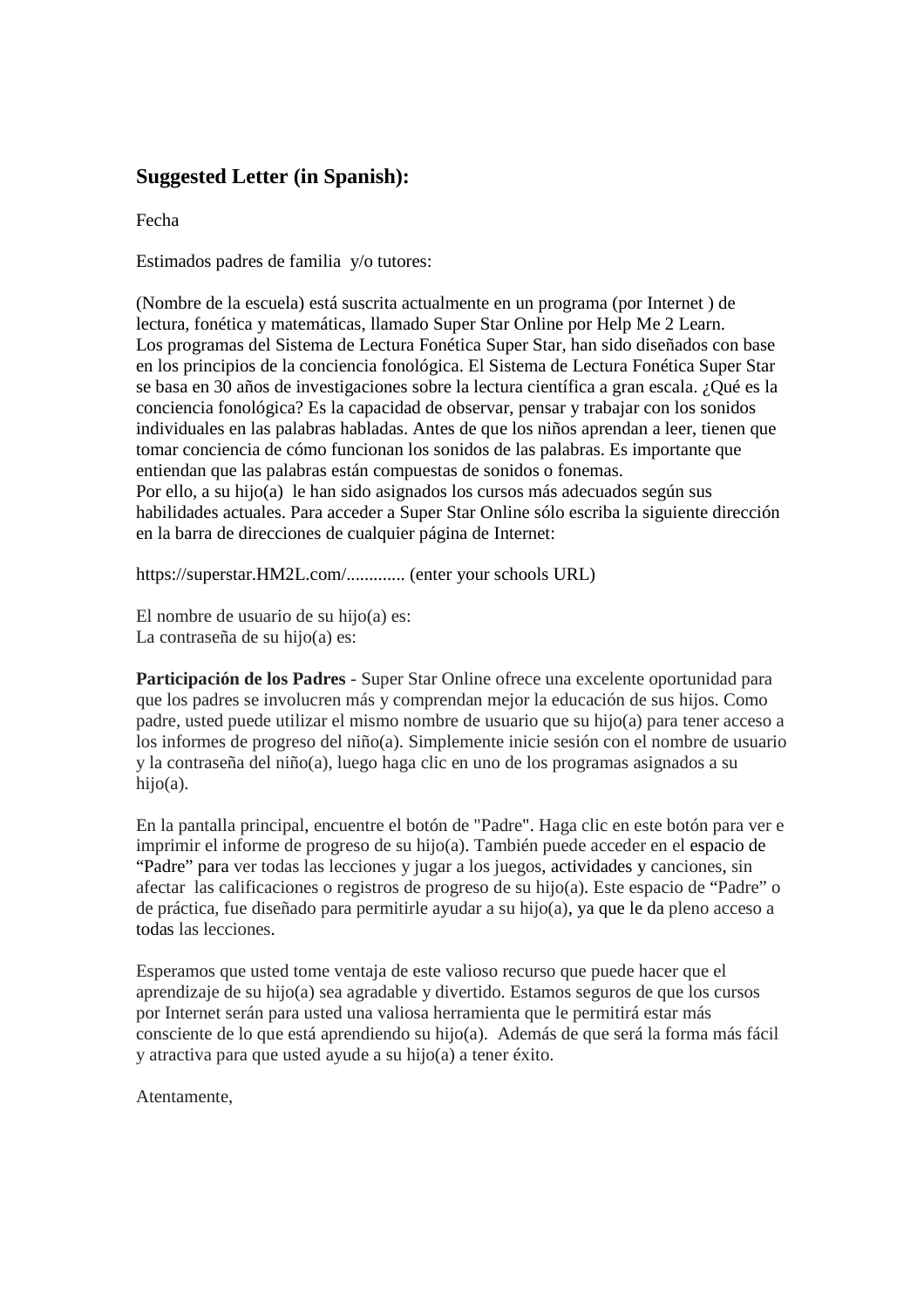### Suggested Letter (in Spanish):

Fecha

Estimados padres de familia y/o tutores:

(Nombre de la escuela) está suscrita actualmente en un programa (por Internet ) de lectura, fonética y matemáticas, llamado Super Star Online por Help Me 2 Learn.
Los programas del Sistema de Lectura Fonética Super Star, han sido diseñados con base en los principios de la conciencia fonológica. El Sistema de Lectura Fonética Super Star se basa en 30 años de investigaciones sobre la lectura científica a gran escala. ¿Qué es la conciencia fonológica? Es la capacidad de observar, pensar y trabajar con los sonidos individuales en las palabras habladas. Antes de que los niños aprendan a leer, tienen que tomar conciencia de cómo funcionan los sonidos de las palabras. Es importante que entiendan que las palabras están compuestas de sonidos o fonemas.
Por ello, a su hijo(a) le han sido asignados los cursos más adecuados según sus habilidades actuales. Para acceder a Super Star Online sólo escriba la siguiente dirección en la barra de direcciones de cualquier página de Internet:

https://superstar.HM2L.com/............. (enter your schools URL)

El nombre de usuario de su hijo(a) es:
La contraseña de su hijo(a) es:

**Participación de los Padres** - Super Star Online ofrece una excelente oportunidad para que los padres se involucren más y comprendan mejor la educación de sus hijos. Como padre, usted puede utilizar el mismo nombre de usuario que su hijo(a) para tener acceso a los informes de progreso del niño(a). Simplemente inicie sesión con el nombre de usuario y la contraseña del niño(a), luego haga clic en uno de los programas asignados a su hijo(a).

En la pantalla principal, encuentre el botón de "Padre". Haga clic en este botón para ver e imprimir el informe de progreso de su hijo(a). También puede acceder en el espacio de "Padre" para ver todas las lecciones y jugar a los juegos, actividades y canciones, sin afectar las calificaciones o registros de progreso de su hijo(a). Este espacio de "Padre" o de práctica, fue diseñado para permitirle ayudar a su hijo(a), ya que le da pleno acceso a todas las lecciones.

Esperamos que usted tome ventaja de este valioso recurso que puede hacer que el aprendizaje de su hijo(a) sea agradable y divertido. Estamos seguros de que los cursos por Internet serán para usted una valiosa herramienta que le permitirá estar más consciente de lo que está aprendiendo su hijo(a). Además de que será la forma más fácil y atractiva para que usted ayude a su hijo(a) a tener éxito.

Atentamente,